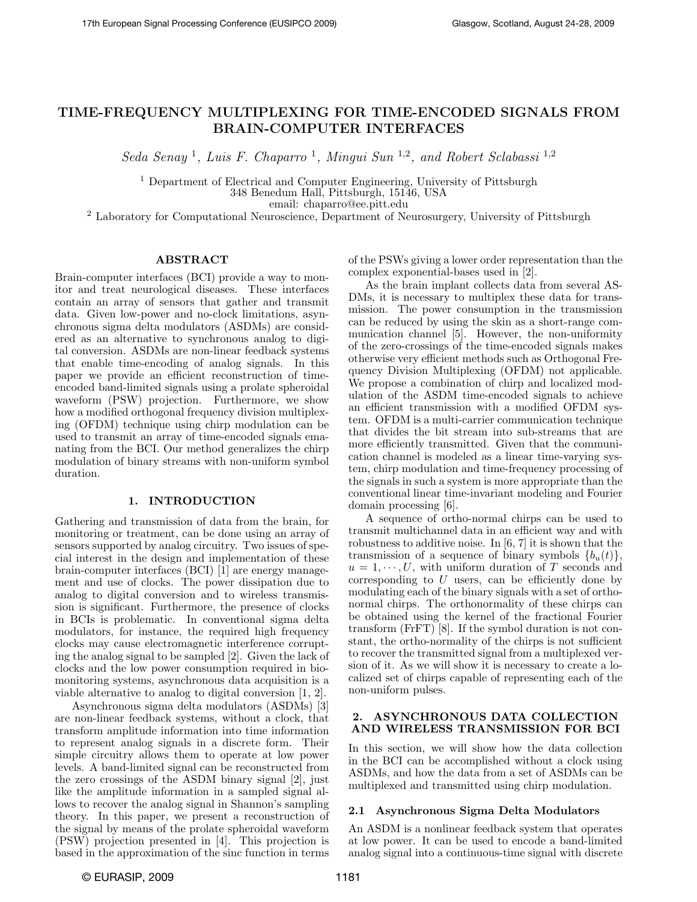# TIME-FREQUENCY MULTIPLEXING FOR TIME-ENCODED SIGNALS FROM BRAIN-COMPUTER INTERFACES

*Seda Senay* [1], *Luis F. Chaparro* [1], *Mingui Sun* [1,2], *and Robert Sclabassi* [1,2]

[1] Department of Electrical and Computer Engineering, University of Pittsburgh
348 Benedum Hall, Pittsburgh, 15146, USA
email: chaparro@ee.pitt.edu

[2] Laboratory for Computational Neuroscience, Department of Neurosurgery, University of Pittsburgh

## ABSTRACT

Brain-computer interfaces (BCI) provide a way to monitor and treat neurological diseases. These interfaces contain an array of sensors that gather and transmit data. Given low-power and no-clock limitations, asynchronous sigma delta modulators (ASDMs) are considered as an alternative to synchronous analog to digital conversion. ASDMs are non-linear feedback systems that enable time-encoding of analog signals. In this paper we provide an efficient reconstruction of time-encoded band-limited signals using a prolate spheroidal waveform (PSW) projection. Furthermore, we show how a modified orthogonal frequency division multiplexing (OFDM) technique using chirp modulation can be used to transmit an array of time-encoded signals emanating from the BCI. Our method generalizes the chirp modulation of binary streams with non-uniform symbol duration.

## 1. INTRODUCTION

Gathering and transmission of data from the brain, for monitoring or treatment, can be done using an array of sensors supported by analog circuitry. Two issues of special interest in the design and implementation of these brain-computer interfaces (BCI) [1] are energy management and use of clocks. The power dissipation due to analog to digital conversion and to wireless transmission is significant. Furthermore, the presence of clocks in BCIs is problematic. In conventional sigma delta modulators, for instance, the required high frequency clocks may cause electromagnetic interference corrupting the analog signal to be sampled [2]. Given the lack of clocks and the low power consumption required in biomonitoring systems, asynchronous data acquisition is a viable alternative to analog to digital conversion [1, 2].

Asynchronous sigma delta modulators (ASDMs) [3] are non-linear feedback systems, without a clock, that transform amplitude information into time information to represent analog signals in a discrete form. Their simple circuitry allows them to operate at low power levels. A band-limited signal can be reconstructed from the zero crossings of the ASDM binary signal [2], just like the amplitude information in a sampled signal allows to recover the analog signal in Shannon's sampling theory. In this paper, we present a reconstruction of the signal by means of the prolate spheroidal waveform (PSW) projection presented in [4]. This projection is based in the approximation of the sinc function in terms of the PSWs giving a lower order representation than the complex exponential-bases used in [2].

As the brain implant collects data from several ASDMs, it is necessary to multiplex these data for transmission. The power consumption in the transmission can be reduced by using the skin as a short-range communication channel [5]. However, the non-uniformity of the zero-crossings of the time-encoded signals makes otherwise very efficient methods such as Orthogonal Frequency Division Multiplexing (OFDM) not applicable. We propose a combination of chirp and localized modulation of the ASDM time-encoded signals to achieve an efficient transmission with a modified OFDM system. OFDM is a multi-carrier communication technique that divides the bit stream into sub-streams that are more efficiently transmitted. Given that the communication channel is modeled as a linear time-varying system, chirp modulation and time-frequency processing of the signals in such a system is more appropriate than the conventional linear time-invariant modeling and Fourier domain processing [6].

A sequence of ortho-normal chirps can be used to transmit multichannel data in an efficient way and with robustness to additive noise. In [6, 7] it is shown that the transmission of a sequence of binary symbols $\{b_u(t)\}$, $u = 1, \cdots, U$, with uniform duration of $T$ seconds and corresponding to $U$ users, can be efficiently done by modulating each of the binary signals with a set of orthonormal chirps. The orthonormality of these chirps can be obtained using the kernel of the fractional Fourier transform (FrFT) [8]. If the symbol duration is not constant, the ortho-normality of the chirps is not sufficient to recover the transmitted signal from a multiplexed version of it. As we will show it is necessary to create a localized set of chirps capable of representing each of the non-uniform pulses.

## 2. ASYNCHRONOUS DATA COLLECTION AND WIRELESS TRANSMISSION FOR BCI

In this section, we will show how the data collection in the BCI can be accomplished without a clock using ASDMs, and how the data from a set of ASDMs can be multiplexed and transmitted using chirp modulation.

### 2.1 Asynchronous Sigma Delta Modulators

An ASDM is a nonlinear feedback system that operates at low power. It can be used to encode a band-limited analog signal into a continuous-time signal with discrete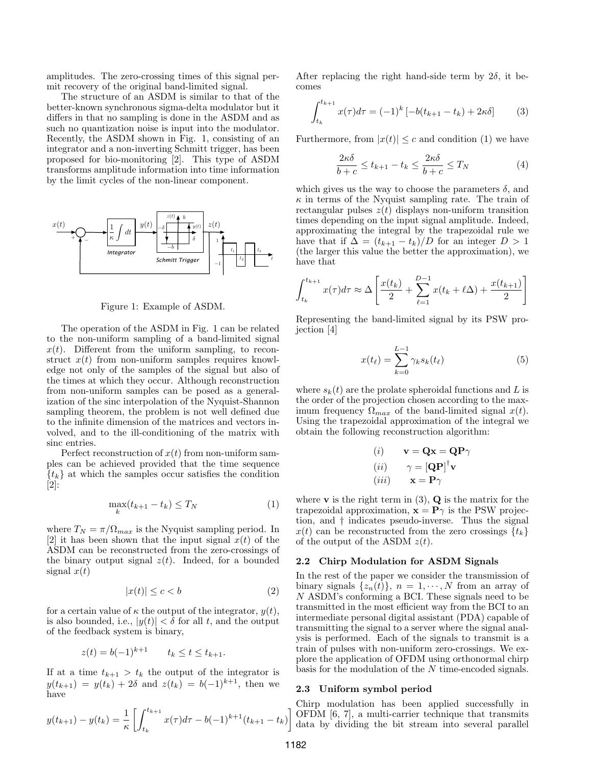amplitudes. The zero-crossing times of this signal permit recovery of the original band-limited signal.

The structure of an ASDM is similar to that of the better-known synchronous sigma-delta modulator but it differs in that no sampling is done in the ASDM and as such no quantization noise is input into the modulator. Recently, the ASDM shown in Fig. 1, consisting of an integrator and a non-inverting Schmitt trigger, has been proposed for bio-monitoring [2]. This type of ASDM transforms amplitude information into time information by the limit cycles of the non-linear component.

Figure 1: Example of ASDM.

The operation of the ASDM in Fig. 1 can be related to the non-uniform sampling of a band-limited signal $x(t)$. Different from the uniform sampling, to reconstruct $x(t)$ from non-uniform samples requires knowledge not only of the samples of the signal but also of the times at which they occur. Although reconstruction from non-uniform samples can be posed as a generalization of the sinc interpolation of the Nyquist-Shannon sampling theorem, the problem is not well defined due to the infinite dimension of the matrices and vectors involved, and to the ill-conditioning of the matrix with sinc entries.

Perfect reconstruction of $x(t)$ from non-uniform samples can be achieved provided that the time sequence $\{t_k\}$ at which the samples occur satisfies the condition [2]:

$$\max_k (t_{k+1} - t_k) \leq T_N \tag{1}$$

where $T_N = \pi/\Omega_{max}$ is the Nyquist sampling period. In [2] it has been shown that the input signal $x(t)$ of the ASDM can be reconstructed from the zero-crossings of the binary output signal $z(t)$. Indeed, for a bounded signal $x(t)$

$$|x(t)| \leq c < b \tag{2}$$

for a certain value of $\kappa$ the output of the integrator, $y(t)$, is also bounded, i.e., $|y(t)| < \delta$ for all $t$, and the output of the feedback system is binary,

$$z(t) = b(-1)^{k+1} \qquad t_k \leq t \leq t_{k+1}.$$

If at a time $t_{k+1} > t_k$ the output of the integrator is $y(t_{k+1}) = y(t_k) + 2\delta$ and $z(t_k) = b(-1)^{k+1}$, then we have

$$y(t_{k+1}) - y(t_k) = \frac{1}{\kappa}\left[\int_{t_k}^{t_{k+1}} x(\tau)d\tau - b(-1)^{k+1}(t_{k+1} - t_k)\right]$$

After replacing the right hand-side term by $2\delta$, it becomes

$$\int_{t_k}^{t_{k+1}} x(\tau)d\tau = (-1)^k \left[-b(t_{k+1} - t_k) + 2\kappa\delta\right] \tag{3}$$

Furthermore, from $|x(t)| \leq c$ and condition (1) we have

$$\frac{2\kappa\delta}{b+c} \leq t_{k+1} - t_k \leq \frac{2\kappa\delta}{b+c} \leq T_N \tag{4}$$

which gives us the way to choose the parameters $\delta$, and $\kappa$ in terms of the Nyquist sampling rate. The train of rectangular pulses $z(t)$ displays non-uniform transition times depending on the input signal amplitude. Indeed, approximating the integral by the trapezoidal rule we have that if $\Delta = (t_{k+1} - t_k)/D$ for an integer $D > 1$ (the larger this value the better the approximation), we have that

$$\int_{t_k}^{t_{k+1}} x(\tau)d\tau \approx \Delta\left[\frac{x(t_k)}{2} + \sum_{\ell=1}^{D-1} x(t_k + \ell\Delta) + \frac{x(t_{k+1})}{2}\right]$$

Representing the band-limited signal by its PSW projection [4]

$$x(t_\ell) = \sum_{k=0}^{L-1} \gamma_k s_k(t_\ell) \tag{5}$$

where $s_k(t)$ are the prolate spheroidal functions and $L$ is the order of the projection chosen according to the maximum frequency $\Omega_{max}$ of the band-limited signal $x(t)$. Using the trapezoidal approximation of the integral we obtain the following reconstruction algorithm:

$$\begin{aligned} &(i) \qquad \mathbf{v} = \mathbf{Q}\mathbf{x} = \mathbf{Q}\mathbf{P}\gamma \\ &(ii) \qquad \gamma = [\mathbf{Q}\mathbf{P}]^{\dagger}\mathbf{v} \\ &(iii) \qquad \mathbf{x} = \mathbf{P}\gamma \end{aligned}$$

where $\mathbf{v}$ is the right term in (3), $\mathbf{Q}$ is the matrix for the trapezoidal approximation, $\mathbf{x} = \mathbf{P}\gamma$ is the PSW projection, and $\dagger$ indicates pseudo-inverse. Thus the signal $x(t)$ can be reconstructed from the zero crossings $\{t_k\}$ of the output of the ASDM $z(t)$.

### 2.2 Chirp Modulation for ASDM Signals

In the rest of the paper we consider the transmission of binary signals $\{z_n(t)\}$, $n = 1, \cdots, N$ from an array of $N$ ASDM's conforming a BCI. These signals need to be transmitted in the most efficient way from the BCI to an intermediate personal digital assistant (PDA) capable of transmitting the signal to a server where the signal analysis is performed. Each of the signals to transmit is a train of pulses with non-uniform zero-crossings. We explore the application of OFDM using orthonormal chirp basis for the modulation of the $N$ time-encoded signals.

### 2.3 Uniform symbol period

Chirp modulation has been applied successfully in OFDM [6, 7], a multi-carrier technique that transmits data by dividing the bit stream into several parallel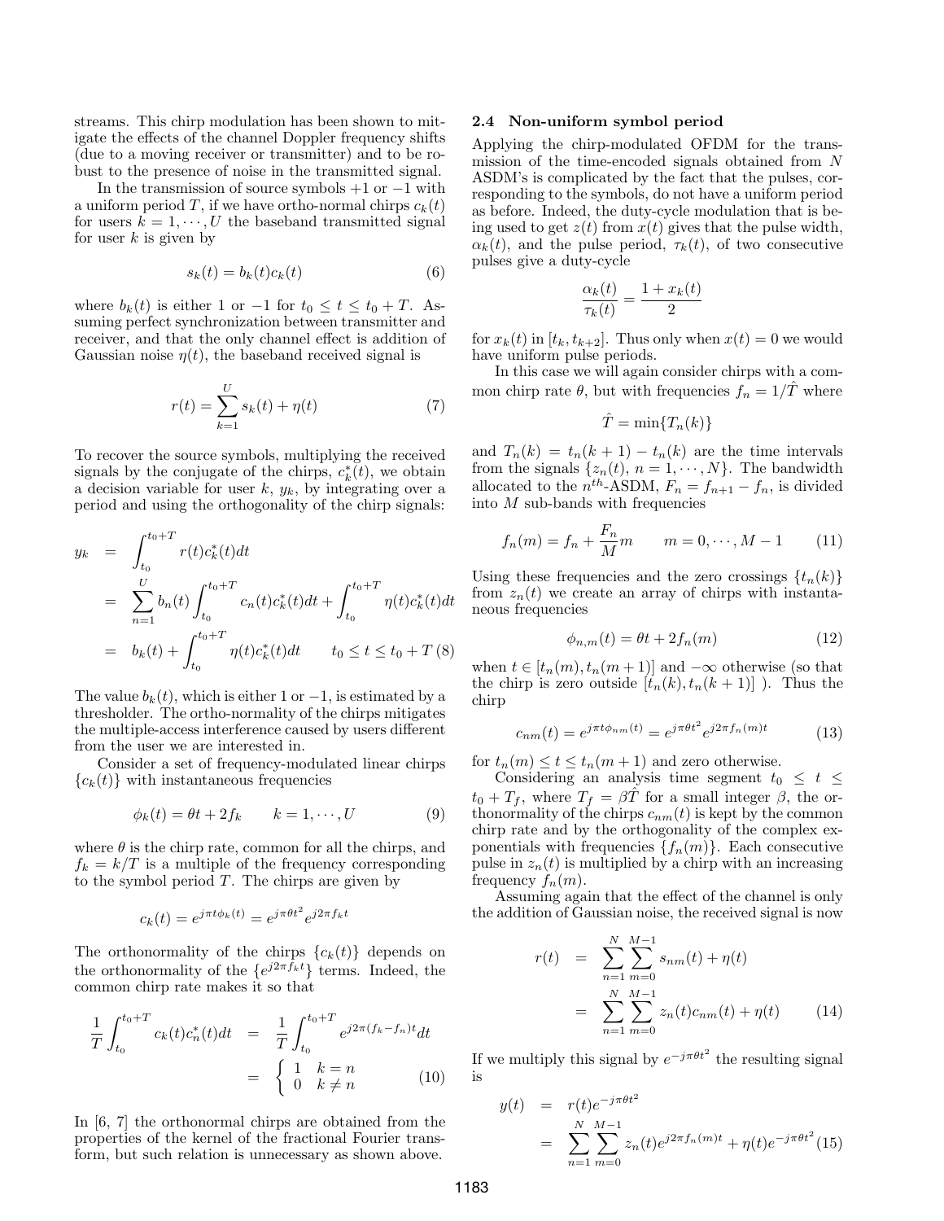streams. This chirp modulation has been shown to mitigate the effects of the channel Doppler frequency shifts (due to a moving receiver or transmitter) and to be robust to the presence of noise in the transmitted signal.

In the transmission of source symbols $+1$ or $-1$ with a uniform period $T$, if we have ortho-normal chirps $c_k(t)$ for users $k = 1, \cdots, U$ the baseband transmitted signal for user $k$ is given by

$$s_k(t) = b_k(t)c_k(t) \tag{6}$$

where $b_k(t)$ is either 1 or $-1$ for $t_0 \leq t \leq t_0 + T$. Assuming perfect synchronization between transmitter and receiver, and that the only channel effect is addition of Gaussian noise $\eta(t)$, the baseband received signal is

$$r(t) = \sum_{k=1}^{U} s_k(t) + \eta(t) \tag{7}$$

To recover the source symbols, multiplying the received signals by the conjugate of the chirps, $c_k^*(t)$, we obtain a decision variable for user $k$, $y_k$, by integrating over a period and using the orthogonality of the chirp signals:

$$\begin{aligned} y_k &= \int_{t_0}^{t_0+T} r(t)c_k^*(t)dt \\ &= \sum_{n=1}^{U} b_n(t)\int_{t_0}^{t_0+T} c_n(t)c_k^*(t)dt + \int_{t_0}^{t_0+T} \eta(t)c_k^*(t)dt \\ &= b_k(t) + \int_{t_0}^{t_0+T} \eta(t)c_k^*(t)dt \qquad t_0 \leq t \leq t_0 + T \end{aligned} \tag{8}$$

The value $b_k(t)$, which is either 1 or $-1$, is estimated by a thresholder. The ortho-normality of the chirps mitigates the multiple-access interference caused by users different from the user we are interested in.

Consider a set of frequency-modulated linear chirps $\{c_k(t)\}$ with instantaneous frequencies

$$\phi_k(t) = \theta t + 2f_k \qquad k = 1, \cdots, U \tag{9}$$

where $\theta$ is the chirp rate, common for all the chirps, and $f_k = k/T$ is a multiple of the frequency corresponding to the symbol period $T$. The chirps are given by

$$c_k(t) = e^{j\pi t\phi_k(t)} = e^{j\pi\theta t^2}e^{j2\pi f_k t}$$

The orthonormality of the chirps $\{c_k(t)\}$ depends on the orthonormality of the $\{e^{j2\pi f_k t}\}$ terms. Indeed, the common chirp rate makes it so that

$$\begin{aligned} \frac{1}{T}\int_{t_0}^{t_0+T} c_k(t)c_n^*(t)dt &= \frac{1}{T}\int_{t_0}^{t_0+T} e^{j2\pi(f_k-f_n)t}dt \\ &= \begin{cases} 1 & k = n \\ 0 & k \neq n \end{cases} \end{aligned} \tag{10}$$

In [6, 7] the orthonormal chirps are obtained from the properties of the kernel of the fractional Fourier transform, but such relation is unnecessary as shown above.

### 2.4 Non-uniform symbol period

Applying the chirp-modulated OFDM for the transmission of the time-encoded signals obtained from $N$ ASDM's is complicated by the fact that the pulses, corresponding to the symbols, do not have a uniform period as before. Indeed, the duty-cycle modulation that is being used to get $z(t)$ from $x(t)$ gives that the pulse width, $\alpha_k(t)$, and the pulse period, $\tau_k(t)$, of two consecutive pulses give a duty-cycle

$$\frac{\alpha_k(t)}{\tau_k(t)} = \frac{1 + x_k(t)}{2}$$

for $x_k(t)$ in $[t_k, t_{k+2}]$. Thus only when $x(t) = 0$ we would have uniform pulse periods.

In this case we will again consider chirps with a common chirp rate $\theta$, but with frequencies $f_n = 1/\hat{T}$ where

$$\hat{T} = \min\{T_n(k)\}$$

and $T_n(k) = t_n(k+1) - t_n(k)$ are the time intervals from the signals $\{z_n(t),\ n = 1, \cdots, N\}$. The bandwidth allocated to the $n^{th}$-ASDM, $F_n = f_{n+1} - f_n$, is divided into $M$ sub-bands with frequencies

$$f_n(m) = f_n + \frac{F_n}{M}m \qquad m = 0, \cdots, M-1 \tag{11}$$

Using these frequencies and the zero crossings $\{t_n(k)\}$ from $z_n(t)$ we create an array of chirps with instantaneous frequencies

$$\phi_{n,m}(t) = \theta t + 2f_n(m) \tag{12}$$

when $t \in [t_n(m), t_n(m+1)]$ and $-\infty$ otherwise (so that the chirp is zero outside $[t_n(k), t_n(k+1)]$ ). Thus the chirp

$$c_{nm}(t) = e^{j\pi t\phi_{nm}(t)} = e^{j\pi\theta t^2}e^{j2\pi f_n(m)t} \tag{13}$$

for $t_n(m) \leq t \leq t_n(m+1)$ and zero otherwise.

Considering an analysis time segment $t_0 \leq t \leq t_0 + T_f$, where $T_f = \beta\hat{T}$ for a small integer $\beta$, the orthonormality of the chirps $c_{nm}(t)$ is kept by the common chirp rate and by the orthogonality of the complex exponentials with frequencies $\{f_n(m)\}$. Each consecutive pulse in $z_n(t)$ is multiplied by a chirp with an increasing frequency $f_n(m)$.

Assuming again that the effect of the channel is only the addition of Gaussian noise, the received signal is now

$$\begin{aligned} r(t) &= \sum_{n=1}^{N}\sum_{m=0}^{M-1} s_{nm}(t) + \eta(t) \\ &= \sum_{n=1}^{N}\sum_{m=0}^{M-1} z_n(t)c_{nm}(t) + \eta(t) \end{aligned} \tag{14}$$

If we multiply this signal by $e^{-j\pi\theta t^2}$ the resulting signal is

$$\begin{aligned} y(t) &= r(t)e^{-j\pi\theta t^2} \\ &= \sum_{n=1}^{N}\sum_{m=0}^{M-1} z_n(t)e^{j2\pi f_n(m)t} + \eta(t)e^{-j\pi\theta t^2} \end{aligned} \tag{15}$$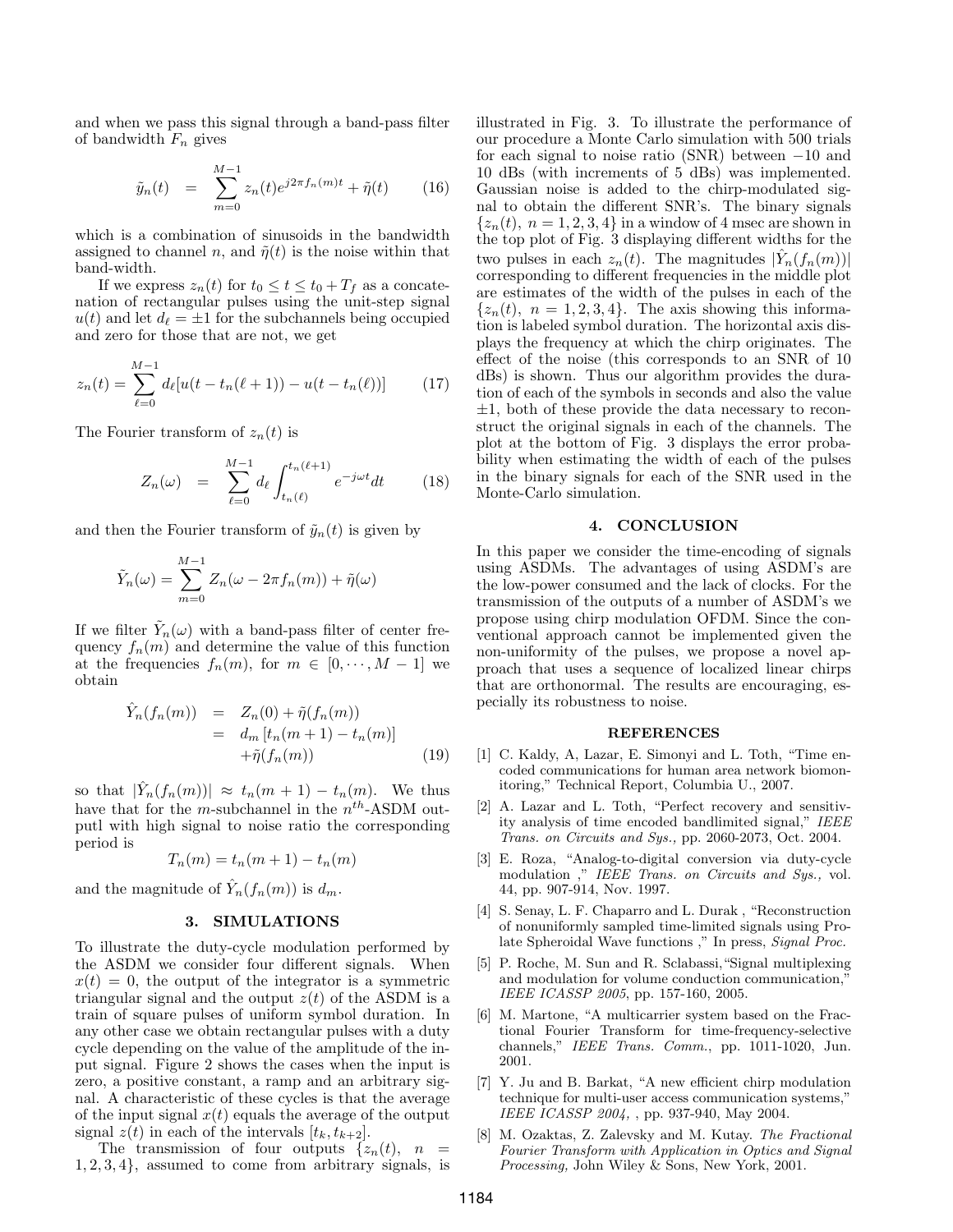and when we pass this signal through a band-pass filter of bandwidth $F_n$ gives

$$\tilde{y}_n(t) = \sum_{m=0}^{M-1} z_n(t) e^{j2\pi f_n(m)t} + \tilde{\eta}(t) \qquad (16)$$

which is a combination of sinusoids in the bandwidth assigned to channel $n$, and $\tilde{\eta}(t)$ is the noise within that band-width.

If we express $z_n(t)$ for $t_0 \leq t \leq t_0 + T_f$ as a concatenation of rectangular pulses using the unit-step signal $u(t)$ and let $d_\ell = \pm 1$ for the subchannels being occupied and zero for those that are not, we get

$$z_n(t) = \sum_{\ell=0}^{M-1} d_\ell [u(t - t_n(\ell+1)) - u(t - t_n(\ell))] \qquad (17)$$

The Fourier transform of $z_n(t)$ is

$$Z_n(\omega) = \sum_{\ell=0}^{M-1} d_\ell \int_{t_n(\ell)}^{t_n(\ell+1)} e^{-j\omega t} dt \qquad (18)$$

and then the Fourier transform of $\tilde{y}_n(t)$ is given by

$$\tilde{Y}_n(\omega) = \sum_{m=0}^{M-1} Z_n(\omega - 2\pi f_n(m)) + \tilde{\eta}(\omega)$$

If we filter $\tilde{Y}_n(\omega)$ with a band-pass filter of center frequency $f_n(m)$ and determine the value of this function at the frequencies $f_n(m)$, for $m \in [0, \cdots, M-1]$ we obtain

$$\begin{aligned} \hat{Y}_n(f_n(m)) &= Z_n(0) + \tilde{\eta}(f_n(m)) \\ &= d_m [t_n(m+1) - t_n(m)] \\ &\quad + \tilde{\eta}(f_n(m)) \end{aligned} \qquad (19)$$

so that $|\hat{Y}_n(f_n(m))| \approx t_n(m+1) - t_n(m)$. We thus have that for the $m$-subchannel in the $n^{th}$-ASDM outputl with high signal to noise ratio the corresponding period is

$$T_n(m) = t_n(m+1) - t_n(m)$$

and the magnitude of $\hat{Y}_n(f_n(m))$ is $d_m$.

## 3. SIMULATIONS

To illustrate the duty-cycle modulation performed by the ASDM we consider four different signals. When $x(t) = 0$, the output of the integrator is a symmetric triangular signal and the output $z(t)$ of the ASDM is a train of square pulses of uniform symbol duration. In any other case we obtain rectangular pulses with a duty cycle depending on the value of the amplitude of the input signal. Figure 2 shows the cases when the input is zero, a positive constant, a ramp and an arbitrary signal. A characteristic of these cycles is that the average of the input signal $x(t)$ equals the average of the output signal $z(t)$ in each of the intervals $[t_k, t_{k+2}]$.

The transmission of four outputs $\{z_n(t),\ n = 1, 2, 3, 4\}$, assumed to come from arbitrary signals, is illustrated in Fig. 3. To illustrate the performance of our procedure a Monte Carlo simulation with 500 trials for each signal to noise ratio (SNR) between $-10$ and 10 dBs (with increments of 5 dBs) was implemented. Gaussian noise is added to the chirp-modulated signal to obtain the different SNR's. The binary signals $\{z_n(t),\ n = 1, 2, 3, 4\}$ in a window of 4 msec are shown in the top plot of Fig. 3 displaying different widths for the two pulses in each $z_n(t)$. The magnitudes $|\hat{Y}_n(f_n(m))|$ corresponding to different frequencies in the middle plot are estimates of the width of the pulses in each of the $\{z_n(t),\ n = 1, 2, 3, 4\}$. The axis showing this information is labeled symbol duration. The horizontal axis displays the frequency at which the chirp originates. The effect of the noise (this corresponds to an SNR of 10 dBs) is shown. Thus our algorithm provides the duration of each of the symbols in seconds and also the value $\pm 1$, both of these provide the data necessary to reconstruct the original signals in each of the channels. The plot at the bottom of Fig. 3 displays the error probability when estimating the width of each of the pulses in the binary signals for each of the SNR used in the Monte-Carlo simulation.

## 4. CONCLUSION

In this paper we consider the time-encoding of signals using ASDMs. The advantages of using ASDM's are the low-power consumed and the lack of clocks. For the transmission of the outputs of a number of ASDM's we propose using chirp modulation OFDM. Since the conventional approach cannot be implemented given the non-uniformity of the pulses, we propose a novel approach that uses a sequence of localized linear chirps that are orthonormal. The results are encouraging, especially its robustness to noise.

## REFERENCES

[1] C. Kaldy, A, Lazar, E. Simonyi and L. Toth, "Time encoded communications for human area network biomonitoring," Technical Report, Columbia U., 2007.

[2] A. Lazar and L. Toth, "Perfect recovery and sensitivity analysis of time encoded bandlimited signal," *IEEE Trans. on Circuits and Sys.,* pp. 2060-2073, Oct. 2004.

[3] E. Roza, "Analog-to-digital conversion via duty-cycle modulation ," *IEEE Trans. on Circuits and Sys.,* vol. 44, pp. 907-914, Nov. 1997.

[4] S. Senay, L. F. Chaparro and L. Durak , "Reconstruction of nonuniformly sampled time-limited signals using Prolate Spheroidal Wave functions ," In press, *Signal Proc.*

[5] P. Roche, M. Sun and R. Sclabassi,"Signal multiplexing and modulation for volume conduction communication," *IEEE ICASSP 2005*, pp. 157-160, 2005.

[6] M. Martone, "A multicarrier system based on the Fractional Fourier Transform for time-frequency-selective channels," *IEEE Trans. Comm.*, pp. 1011-1020, Jun. 2001.

[7] Y. Ju and B. Barkat, "A new efficient chirp modulation technique for multi-user access communication systems," *IEEE ICASSP 2004,* , pp. 937-940, May 2004.

[8] M. Ozaktas, Z. Zalevsky and M. Kutay. *The Fractional Fourier Transform with Application in Optics and Signal Processing,* John Wiley & Sons, New York, 2001.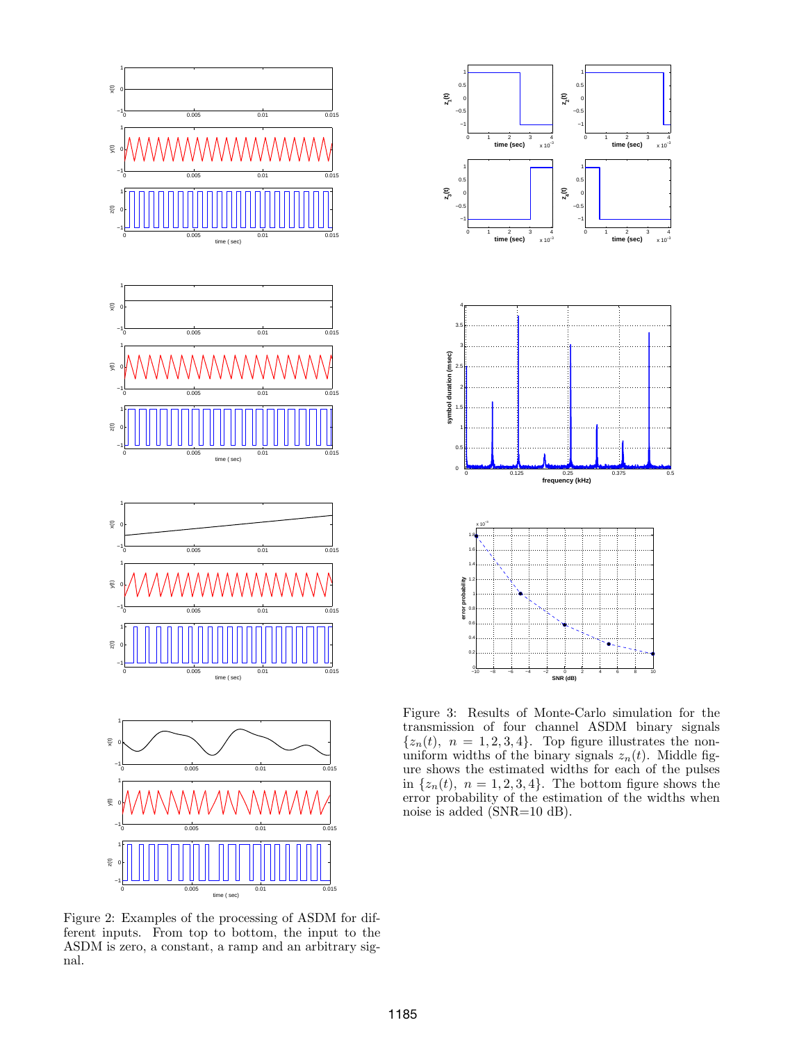x(t)
1
0
−1
0 0.005 0.01 0.015

y(t)
1
0
−1
0 0.005 0.01 0.015

z(t)
1
0
−1
0 0.005 0.01 0.015
time ( sec)

x(t)
1
0
−1
0 0.005 0.01 0.015

y(t)
1
0
−1
0 0.005 0.01 0.015

z(t)
1
0
−1
0 0.005 0.01 0.015
time ( sec)

x(t)
1
0
−1
0 0.005 0.01 0.015

y(t)
1
0
−1
0 0.005 0.01 0.015

z(t)
1
0
−1
0 0.005 0.01 0.015
time ( sec)

x(t)
1
0
−1
0 0.005 0.01 0.015

y(t)
1
0
−1
0 0.005 0.01 0.015

z(t)
1
0
−1
0 0.005 0.01 0.015
time ( sec)

Figure 2: Examples of the processing of ASDM for different inputs. From top to bottom, the input to the ASDM is zero, a constant, a ramp and an arbitrary signal.

$z_1(t)$
1 0.5 0 −0.5 −1
0 1 2 3 4
time (sec) x 10⁻³

$z_2(t)$
1 0.5 0 −0.5 −1
0 1 2 3 4
time (sec) x 10⁻³

$z_3(t)$
1 0.5 0 −0.5 −1
0 1 2 3 4
time (sec) x 10⁻³

$z_4(t)$
1 0.5 0 −0.5 −1
0 1 2 3 4
time (sec) x 10⁻³

symbol duration (msec)
0 0.5 1 1.5 2 2.5 3 3.5 4
0 0.125 0.25 0.375 0.5
frequency (kHz)

x 10⁻³
error probability
0 0.2 0.4 0.6 0.8 1 1.2 1.4 1.6 1.8
−10 −8 −6 −4 −2 0 2 4 6 8 10
SNR (dB)

Figure 3: Results of Monte-Carlo simulation for the transmission of four channel ASDM binary signals $\{z_n(t),\ n = 1, 2, 3, 4\}$. Top figure illustrates the non-uniform widths of the binary signals $z_n(t)$. Middle figure shows the estimated widths for each of the pulses in $\{z_n(t),\ n = 1, 2, 3, 4\}$. The bottom figure shows the error probability of the estimation of the widths when noise is added (SNR=10 dB).